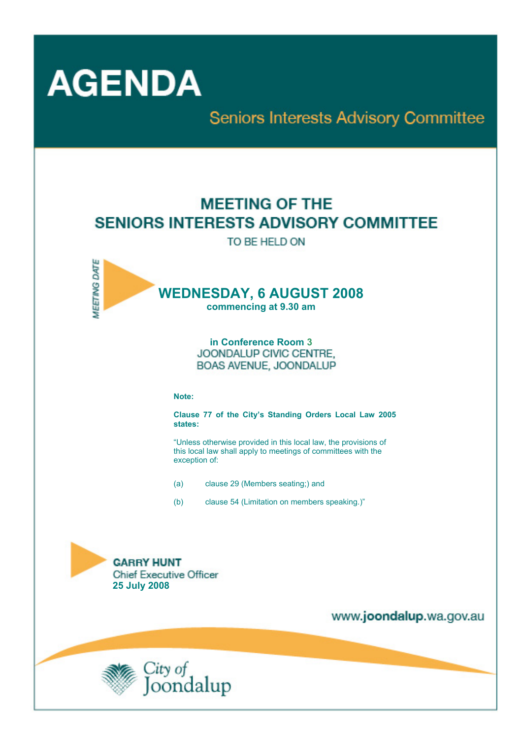# AGENDA

## Seniors Interests Advisory Committee

## MEETING OF THE SENIORS INTERESTS ADVISORY COMMITTEE

TO BE HELD ON

*MEETING DATE*

**WEDNESDAY, 6 AUGUST 2008**
**commencing at 9.30 am**

**in Conference Room 3**
JOONDALUP CIVIC CENTRE,
BOAS AVENUE, JOONDALUP

**Note:**

**Clause 77 of the City's Standing Orders Local Law 2005 states:**

"Unless otherwise provided in this local law, the provisions of this local law shall apply to meetings of committees with the exception of:

(a) clause 29 (Members seating;) and

(b) clause 54 (Limitation on members speaking.)"

**GARRY HUNT**
Chief Executive Officer
**25 July 2008**

www.**joondalup**.wa.gov.au

City of Joondalup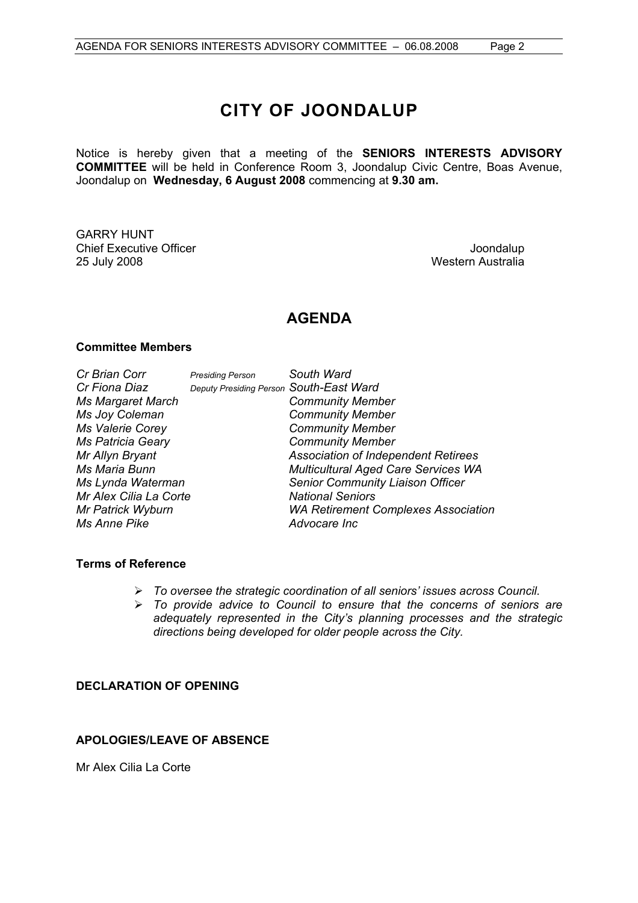# CITY OF JOONDALUP

Notice is hereby given that a meeting of the **SENIORS INTERESTS ADVISORY COMMITTEE** will be held in Conference Room 3, Joondalup Civic Centre, Boas Avenue, Joondalup on **Wednesday, 6 August 2008** commencing at **9.30 am.**

GARRY HUNT
Chief Executive Officer
25 July 2008

Joondalup
Western Australia

## AGENDA

**Committee Members**

| | | |
|---|---|---|
| *Cr Brian Corr* | *Presiding Person* | *South Ward* |
| *Cr Fiona Diaz* | *Deputy Presiding Person* | *South-East Ward* |
| *Ms Margaret March* | | *Community Member* |
| *Ms Joy Coleman* | | *Community Member* |
| *Ms Valerie Corey* | | *Community Member* |
| *Ms Patricia Geary* | | *Community Member* |
| *Mr Allyn Bryant* | | *Association of Independent Retirees* |
| *Ms Maria Bunn* | | *Multicultural Aged Care Services WA* |
| *Ms Lynda Waterman* | | *Senior Community Liaison Officer* |
| *Mr Alex Cilia La Corte* | | *National Seniors* |
| *Mr Patrick Wyburn* | | *WA Retirement Complexes Association* |
| *Ms Anne Pike* | | *Advocare Inc* |

**Terms of Reference**

- *To oversee the strategic coordination of all seniors' issues across Council.*
- *To provide advice to Council to ensure that the concerns of seniors are adequately represented in the City's planning processes and the strategic directions being developed for older people across the City.*

**DECLARATION OF OPENING**

**APOLOGIES/LEAVE OF ABSENCE**

Mr Alex Cilia La Corte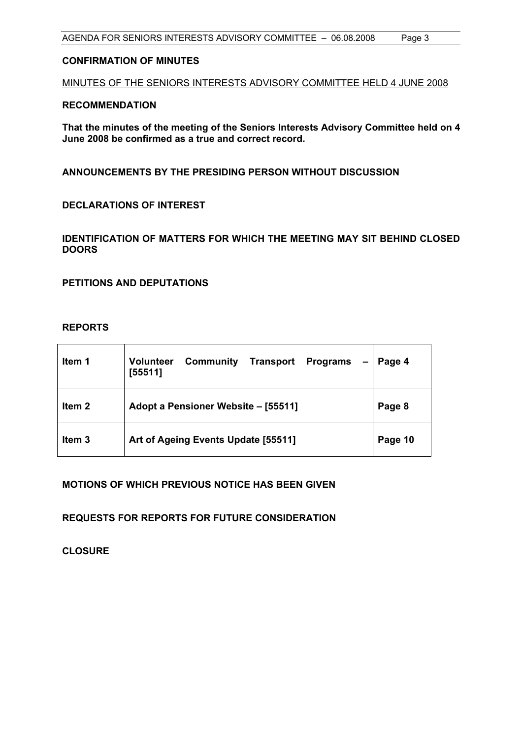**CONFIRMATION OF MINUTES**

MINUTES OF THE SENIORS INTERESTS ADVISORY COMMITTEE HELD 4 JUNE 2008

**RECOMMENDATION**

**That the minutes of the meeting of the Seniors Interests Advisory Committee held on 4 June 2008 be confirmed as a true and correct record.**

**ANNOUNCEMENTS BY THE PRESIDING PERSON WITHOUT DISCUSSION**

**DECLARATIONS OF INTEREST**

**IDENTIFICATION OF MATTERS FOR WHICH THE MEETING MAY SIT BEHIND CLOSED DOORS**

**PETITIONS AND DEPUTATIONS**

**REPORTS**

| | | |
|---|---|---|
| **Item 1** | **Volunteer Community Transport Programs – [55511]** | **Page 4** |
| **Item 2** | **Adopt a Pensioner Website – [55511]** | **Page 8** |
| **Item 3** | **Art of Ageing Events Update [55511]** | **Page 10** |

**MOTIONS OF WHICH PREVIOUS NOTICE HAS BEEN GIVEN**

**REQUESTS FOR REPORTS FOR FUTURE CONSIDERATION**

**CLOSURE**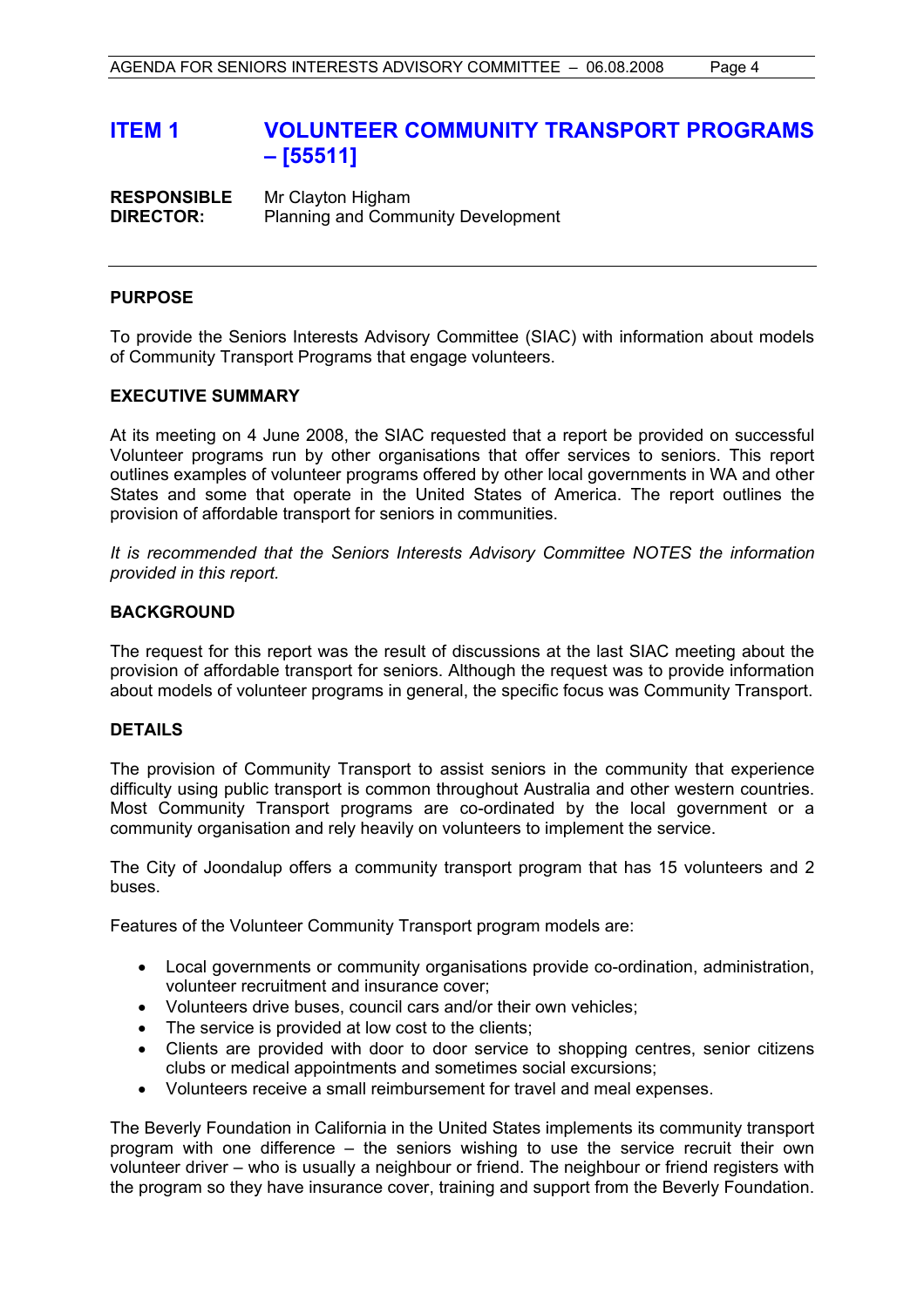# ITEM 1 VOLUNTEER COMMUNITY TRANSPORT PROGRAMS – [55511]

**RESPONSIBLE DIRECTOR:** Mr Clayton Higham
Planning and Community Development

---

**PURPOSE**

To provide the Seniors Interests Advisory Committee (SIAC) with information about models of Community Transport Programs that engage volunteers.

**EXECUTIVE SUMMARY**

At its meeting on 4 June 2008, the SIAC requested that a report be provided on successful Volunteer programs run by other organisations that offer services to seniors. This report outlines examples of volunteer programs offered by other local governments in WA and other States and some that operate in the United States of America. The report outlines the provision of affordable transport for seniors in communities.

*It is recommended that the Seniors Interests Advisory Committee NOTES the information provided in this report.*

**BACKGROUND**

The request for this report was the result of discussions at the last SIAC meeting about the provision of affordable transport for seniors. Although the request was to provide information about models of volunteer programs in general, the specific focus was Community Transport.

**DETAILS**

The provision of Community Transport to assist seniors in the community that experience difficulty using public transport is common throughout Australia and other western countries. Most Community Transport programs are co-ordinated by the local government or a community organisation and rely heavily on volunteers to implement the service.

The City of Joondalup offers a community transport program that has 15 volunteers and 2 buses.

Features of the Volunteer Community Transport program models are:

- Local governments or community organisations provide co-ordination, administration, volunteer recruitment and insurance cover;
- Volunteers drive buses, council cars and/or their own vehicles;
- The service is provided at low cost to the clients;
- Clients are provided with door to door service to shopping centres, senior citizens clubs or medical appointments and sometimes social excursions;
- Volunteers receive a small reimbursement for travel and meal expenses.

The Beverly Foundation in California in the United States implements its community transport program with one difference – the seniors wishing to use the service recruit their own volunteer driver – who is usually a neighbour or friend. The neighbour or friend registers with the program so they have insurance cover, training and support from the Beverly Foundation.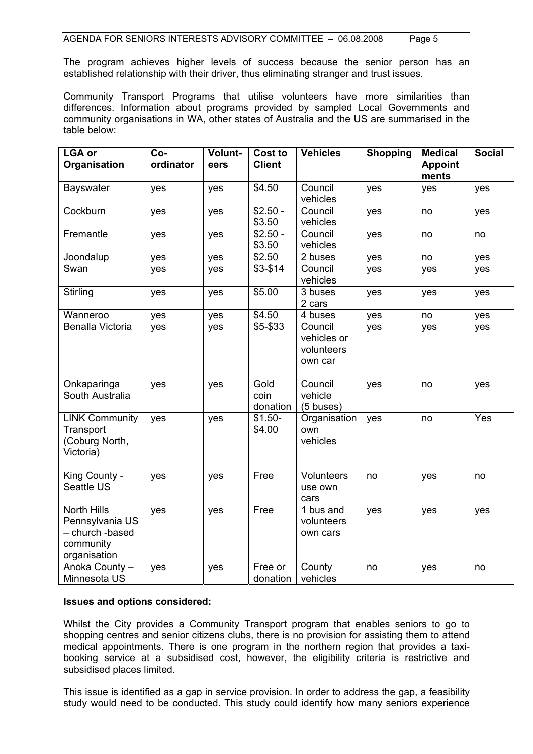The program achieves higher levels of success because the senior person has an established relationship with their driver, thus eliminating stranger and trust issues.

Community Transport Programs that utilise volunteers have more similarities than differences. Information about programs provided by sampled Local Governments and community organisations in WA, other states of Australia and the US are summarised in the table below:

| LGA or Organisation | Co-ordinator | Volunteers | Cost to Client | Vehicles | Shopping | Medical Appointments | Social |
|---|---|---|---|---|---|---|---|
| Bayswater | yes | yes | $4.50 | Council vehicles | yes | yes | yes |
| Cockburn | yes | yes | $2.50 - $3.50 | Council vehicles | yes | no | yes |
| Fremantle | yes | yes | $2.50 - $3.50 | Council vehicles | yes | no | no |
| Joondalup | yes | yes | $2.50 | 2 buses | yes | no | yes |
| Swan | yes | yes | $3-$14 | Council vehicles | yes | yes | yes |
| Stirling | yes | yes | $5.00 | 3 buses 2 cars | yes | yes | yes |
| Wanneroo | yes | yes | $4.50 | 4 buses | yes | no | yes |
| Benalla Victoria | yes | yes | $5-$33 | Council vehicles or volunteers own car | yes | yes | yes |
| Onkaparinga South Australia | yes | yes | Gold coin donation | Council vehicle (5 buses) | yes | no | yes |
| LINK Community Transport (Coburg North, Victoria) | yes | yes | $1.50-$4.00 | Organisation own vehicles | yes | no | Yes |
| King County - Seattle US | yes | yes | Free | Volunteers use own cars | no | yes | no |
| North Hills Pennsylvania US – church -based community organisation | yes | yes | Free | 1 bus and volunteers own cars | yes | yes | yes |
| Anoka County – Minnesota US | yes | yes | Free or donation | County vehicles | no | yes | no |

**Issues and options considered:**

Whilst the City provides a Community Transport program that enables seniors to go to shopping centres and senior citizens clubs, there is no provision for assisting them to attend medical appointments. There is one program in the northern region that provides a taxi-booking service at a subsidised cost, however, the eligibility criteria is restrictive and subsidised places limited.

This issue is identified as a gap in service provision. In order to address the gap, a feasibility study would need to be conducted. This study could identify how many seniors experience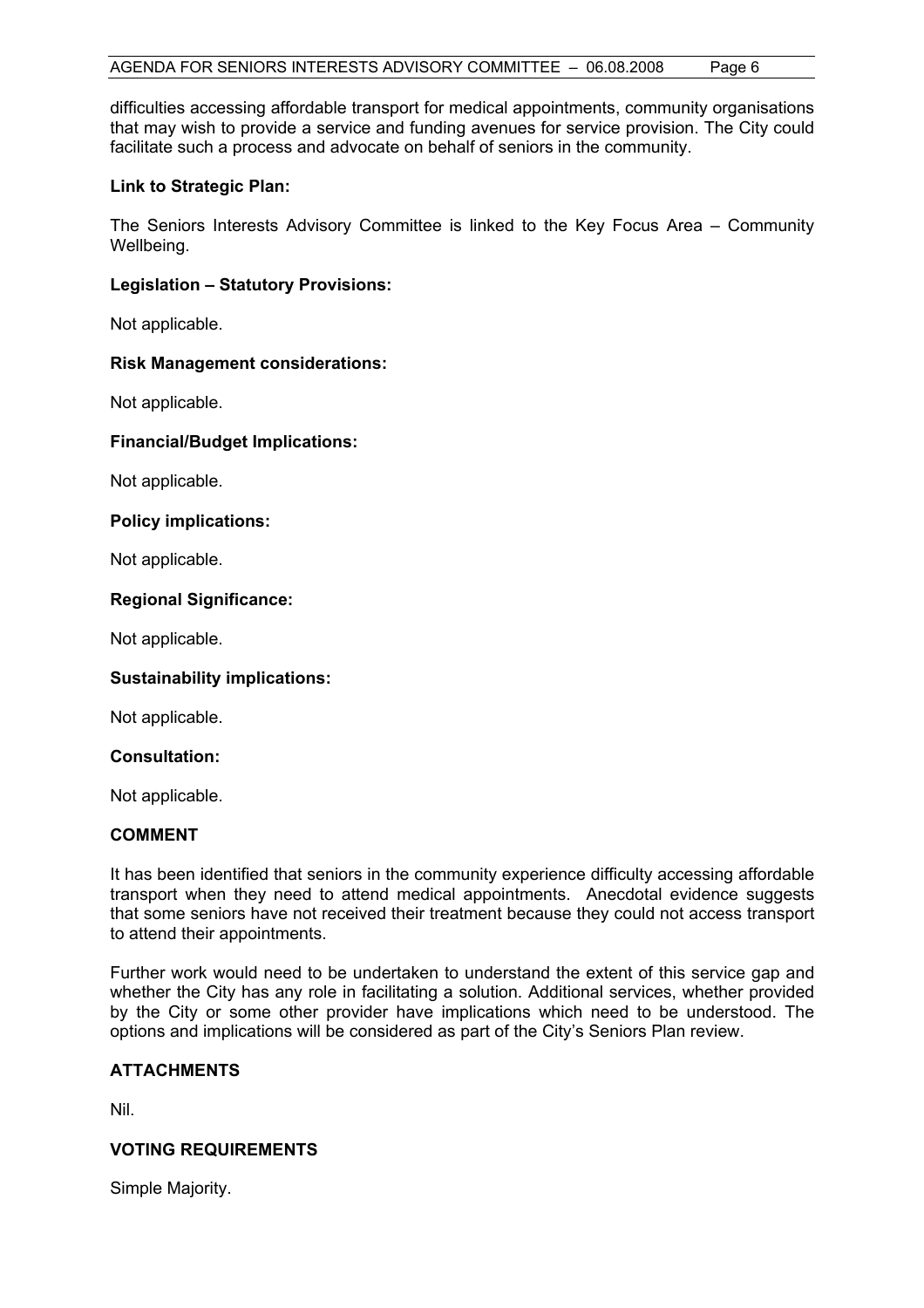difficulties accessing affordable transport for medical appointments, community organisations that may wish to provide a service and funding avenues for service provision. The City could facilitate such a process and advocate on behalf of seniors in the community.

**Link to Strategic Plan:**

The Seniors Interests Advisory Committee is linked to the Key Focus Area – Community Wellbeing.

**Legislation – Statutory Provisions:**

Not applicable.

**Risk Management considerations:**

Not applicable.

**Financial/Budget Implications:**

Not applicable.

**Policy implications:**

Not applicable.

**Regional Significance:**

Not applicable.

**Sustainability implications:**

Not applicable.

**Consultation:**

Not applicable.

## COMMENT

It has been identified that seniors in the community experience difficulty accessing affordable transport when they need to attend medical appointments. Anecdotal evidence suggests that some seniors have not received their treatment because they could not access transport to attend their appointments.

Further work would need to be undertaken to understand the extent of this service gap and whether the City has any role in facilitating a solution. Additional services, whether provided by the City or some other provider have implications which need to be understood. The options and implications will be considered as part of the City's Seniors Plan review.

## ATTACHMENTS

Nil.

## VOTING REQUIREMENTS

Simple Majority.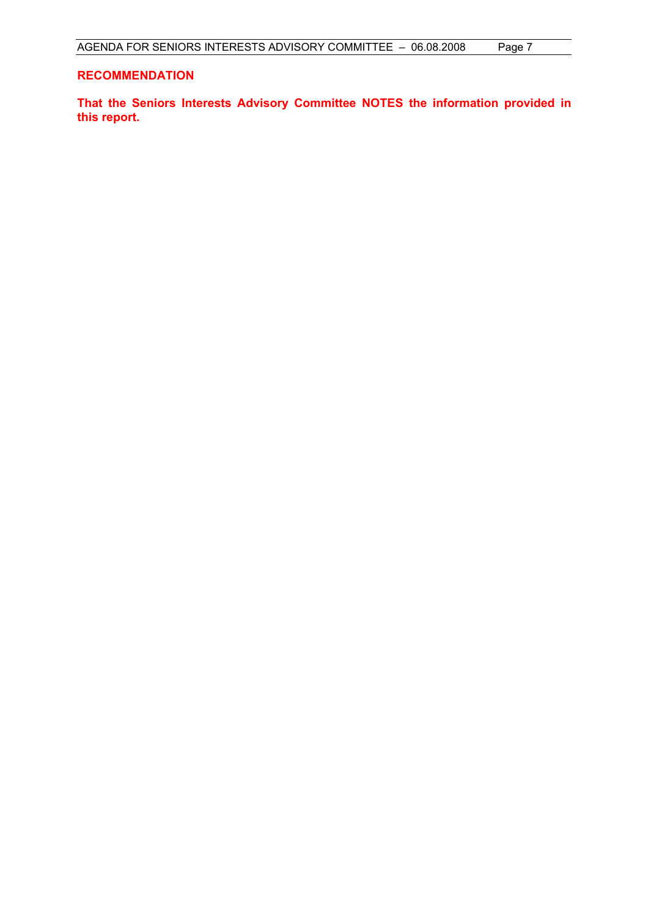**RECOMMENDATION**

**That the Seniors Interests Advisory Committee NOTES the information provided in this report.**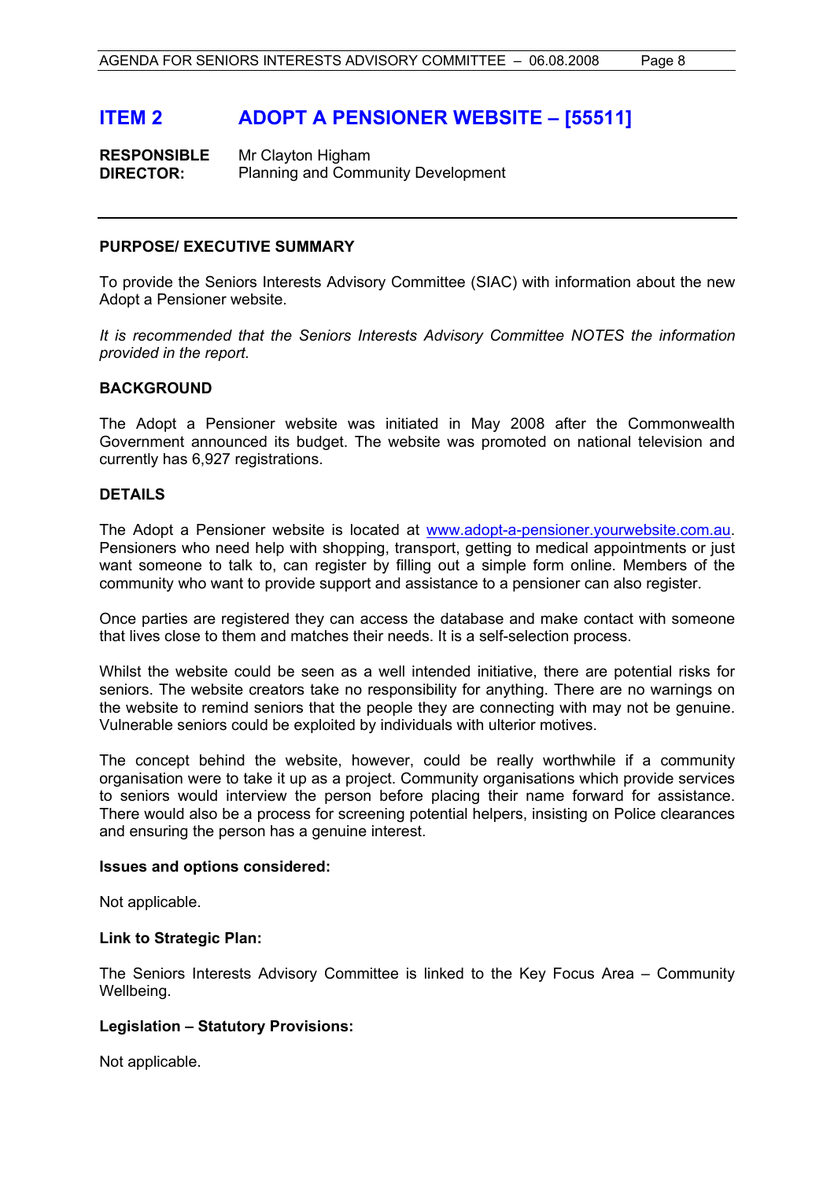## ITEM 2 ADOPT A PENSIONER WEBSITE – [55511]

**RESPONSIBLE DIRECTOR:** Mr Clayton Higham
Planning and Community Development

---

**PURPOSE/ EXECUTIVE SUMMARY**

To provide the Seniors Interests Advisory Committee (SIAC) with information about the new Adopt a Pensioner website.

*It is recommended that the Seniors Interests Advisory Committee NOTES the information provided in the report.*

**BACKGROUND**

The Adopt a Pensioner website was initiated in May 2008 after the Commonwealth Government announced its budget. The website was promoted on national television and currently has 6,927 registrations.

**DETAILS**

The Adopt a Pensioner website is located at www.adopt-a-pensioner.yourwebsite.com.au. Pensioners who need help with shopping, transport, getting to medical appointments or just want someone to talk to, can register by filling out a simple form online. Members of the community who want to provide support and assistance to a pensioner can also register.

Once parties are registered they can access the database and make contact with someone that lives close to them and matches their needs. It is a self-selection process.

Whilst the website could be seen as a well intended initiative, there are potential risks for seniors. The website creators take no responsibility for anything. There are no warnings on the website to remind seniors that the people they are connecting with may not be genuine. Vulnerable seniors could be exploited by individuals with ulterior motives.

The concept behind the website, however, could be really worthwhile if a community organisation were to take it up as a project. Community organisations which provide services to seniors would interview the person before placing their name forward for assistance. There would also be a process for screening potential helpers, insisting on Police clearances and ensuring the person has a genuine interest.

**Issues and options considered:**

Not applicable.

**Link to Strategic Plan:**

The Seniors Interests Advisory Committee is linked to the Key Focus Area – Community Wellbeing.

**Legislation – Statutory Provisions:**

Not applicable.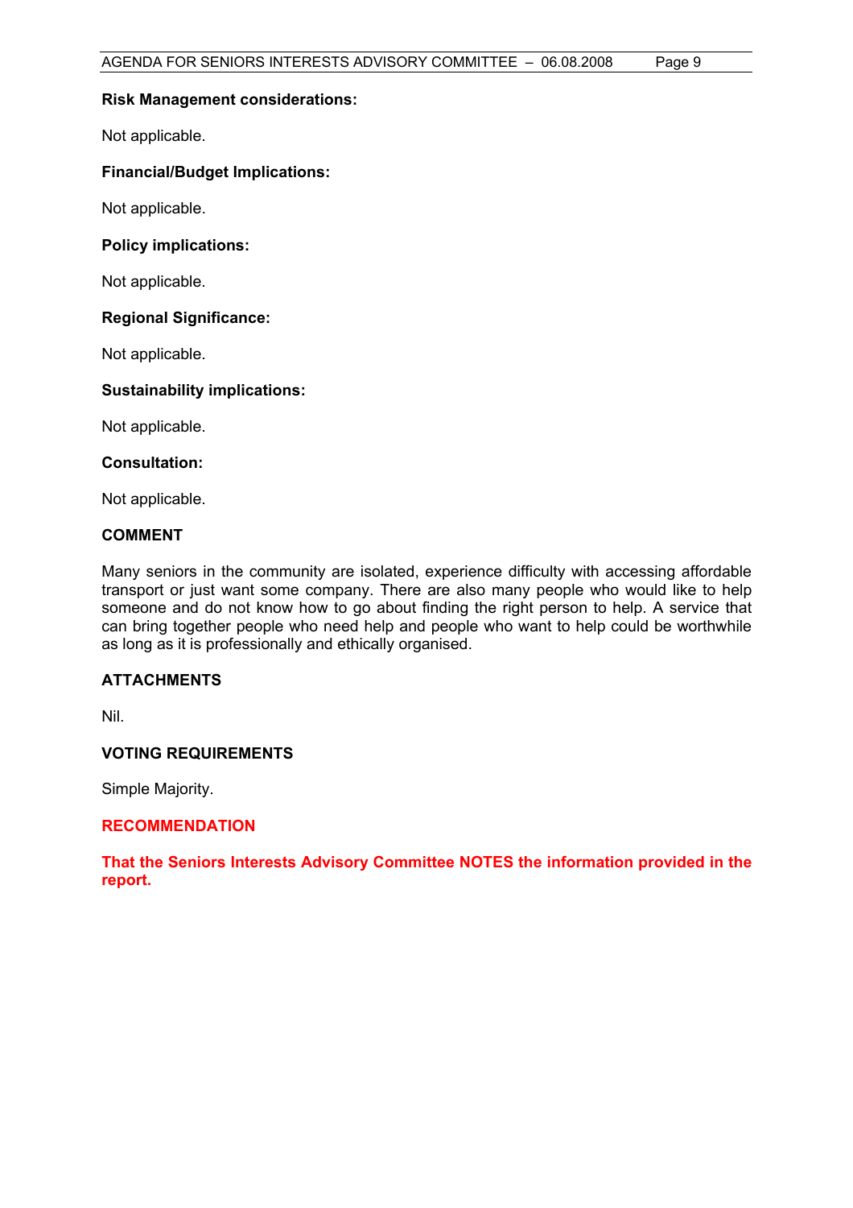**Risk Management considerations:**

Not applicable.

**Financial/Budget Implications:**

Not applicable.

**Policy implications:**

Not applicable.

**Regional Significance:**

Not applicable.

**Sustainability implications:**

Not applicable.

**Consultation:**

Not applicable.

## COMMENT

Many seniors in the community are isolated, experience difficulty with accessing affordable transport or just want some company. There are also many people who would like to help someone and do not know how to go about finding the right person to help. A service that can bring together people who need help and people who want to help could be worthwhile as long as it is professionally and ethically organised.

## ATTACHMENTS

Nil.

## VOTING REQUIREMENTS

Simple Majority.

## RECOMMENDATION

**That the Seniors Interests Advisory Committee NOTES the information provided in the report.**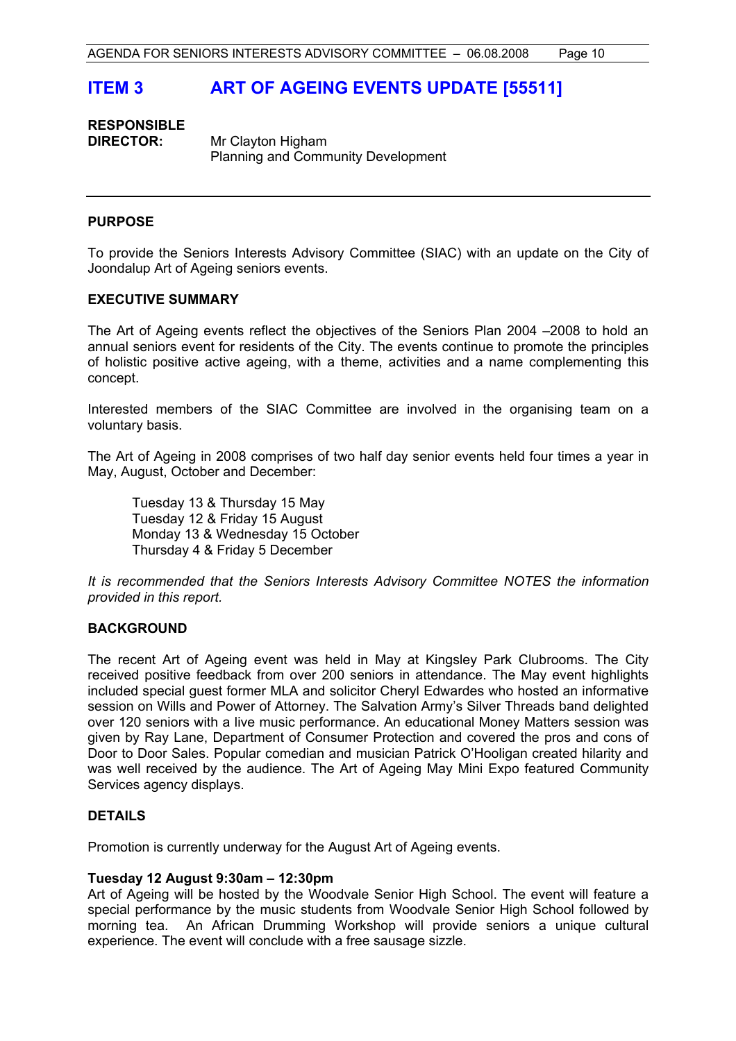# ITEM 3 ART OF AGEING EVENTS UPDATE [55511]

**RESPONSIBLE DIRECTOR:** Mr Clayton Higham
Planning and Community Development

---

## PURPOSE

To provide the Seniors Interests Advisory Committee (SIAC) with an update on the City of Joondalup Art of Ageing seniors events.

## EXECUTIVE SUMMARY

The Art of Ageing events reflect the objectives of the Seniors Plan 2004 –2008 to hold an annual seniors event for residents of the City. The events continue to promote the principles of holistic positive active ageing, with a theme, activities and a name complementing this concept.

Interested members of the SIAC Committee are involved in the organising team on a voluntary basis.

The Art of Ageing in 2008 comprises of two half day senior events held four times a year in May, August, October and December:

Tuesday 13 & Thursday 15 May
Tuesday 12 & Friday 15 August
Monday 13 & Wednesday 15 October
Thursday 4 & Friday 5 December

*It is recommended that the Seniors Interests Advisory Committee NOTES the information provided in this report.*

## BACKGROUND

The recent Art of Ageing event was held in May at Kingsley Park Clubrooms. The City received positive feedback from over 200 seniors in attendance. The May event highlights included special guest former MLA and solicitor Cheryl Edwardes who hosted an informative session on Wills and Power of Attorney. The Salvation Army's Silver Threads band delighted over 120 seniors with a live music performance. An educational Money Matters session was given by Ray Lane, Department of Consumer Protection and covered the pros and cons of Door to Door Sales. Popular comedian and musician Patrick O'Hooligan created hilarity and was well received by the audience. The Art of Ageing May Mini Expo featured Community Services agency displays.

## DETAILS

Promotion is currently underway for the August Art of Ageing events.

**Tuesday 12 August 9:30am – 12:30pm**
Art of Ageing will be hosted by the Woodvale Senior High School. The event will feature a special performance by the music students from Woodvale Senior High School followed by morning tea. An African Drumming Workshop will provide seniors a unique cultural experience. The event will conclude with a free sausage sizzle.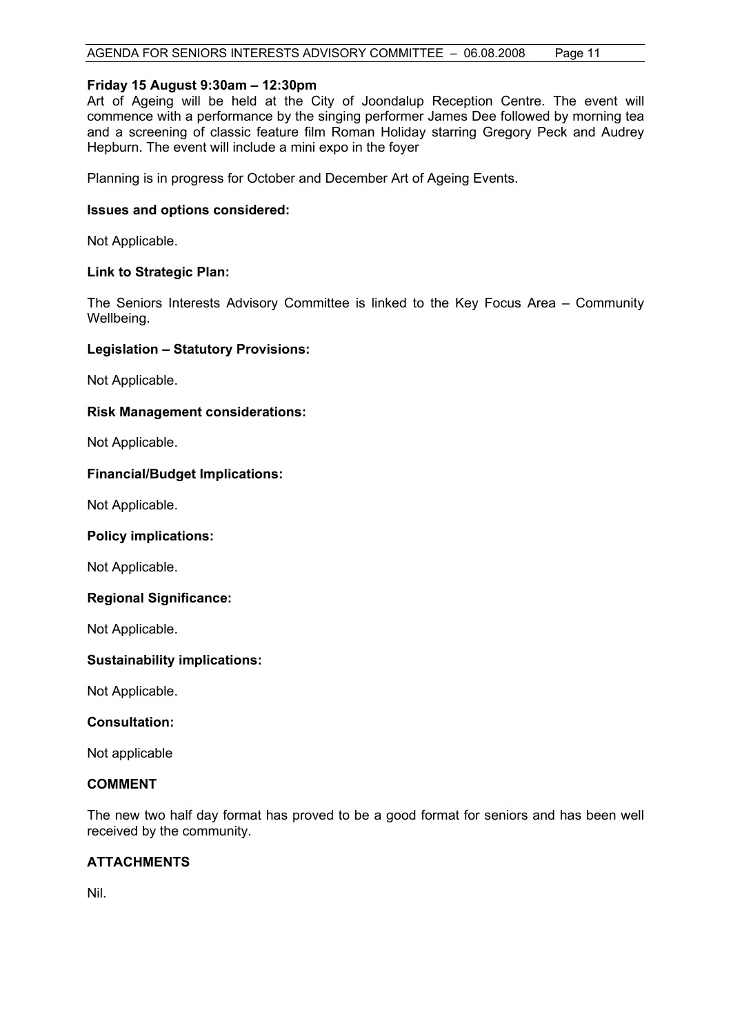**Friday 15 August 9:30am – 12:30pm**
Art of Ageing will be held at the City of Joondalup Reception Centre. The event will commence with a performance by the singing performer James Dee followed by morning tea and a screening of classic feature film Roman Holiday starring Gregory Peck and Audrey Hepburn. The event will include a mini expo in the foyer

Planning is in progress for October and December Art of Ageing Events.

**Issues and options considered:**

Not Applicable.

**Link to Strategic Plan:**

The Seniors Interests Advisory Committee is linked to the Key Focus Area – Community Wellbeing.

**Legislation – Statutory Provisions:**

Not Applicable.

**Risk Management considerations:**

Not Applicable.

**Financial/Budget Implications:**

Not Applicable.

**Policy implications:**

Not Applicable.

**Regional Significance:**

Not Applicable.

**Sustainability implications:**

Not Applicable.

**Consultation:**

Not applicable

**COMMENT**

The new two half day format has proved to be a good format for seniors and has been well received by the community.

**ATTACHMENTS**

Nil.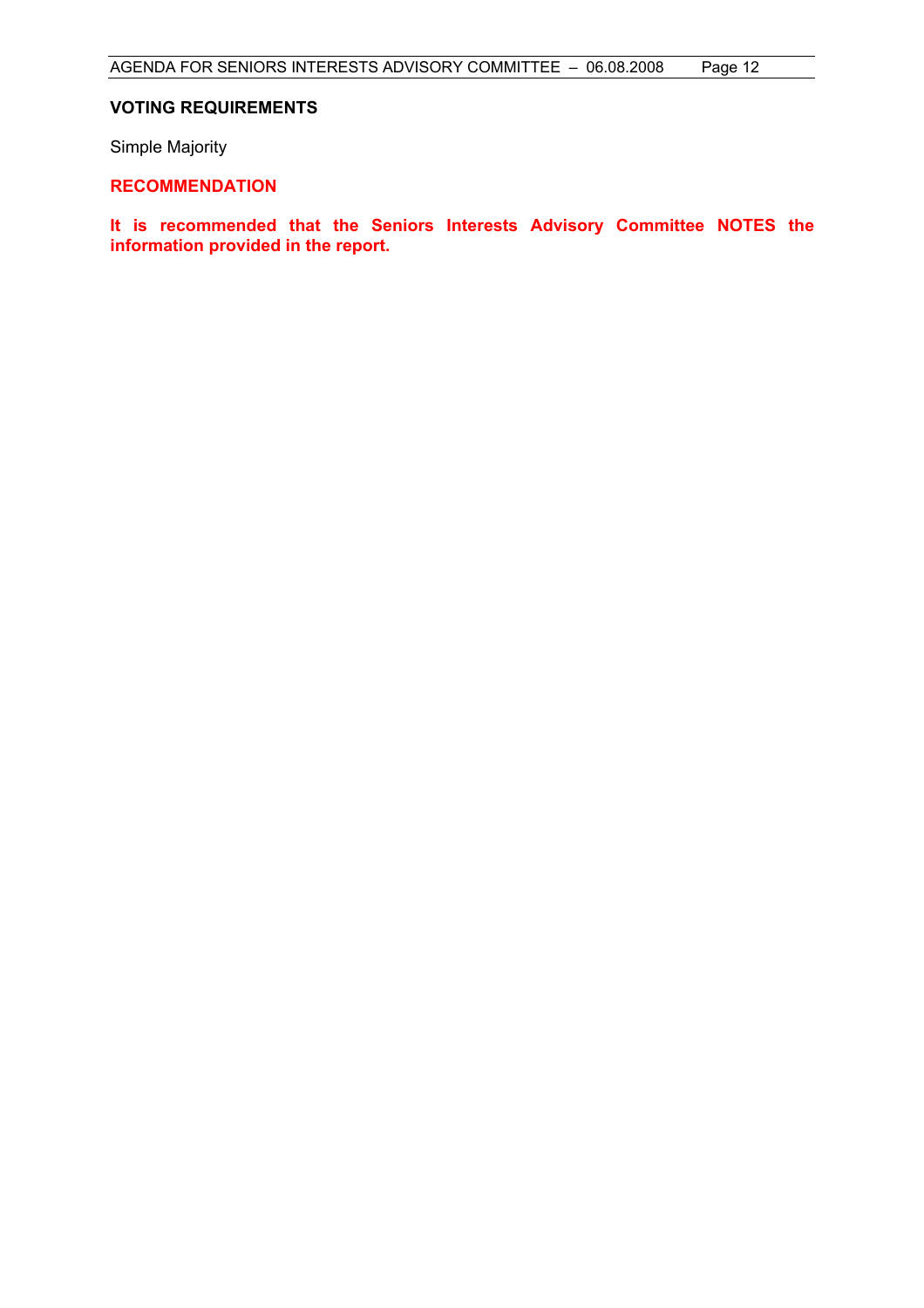**VOTING REQUIREMENTS**

Simple Majority

**RECOMMENDATION**

**It is recommended that the Seniors Interests Advisory Committee NOTES the information provided in the report.**